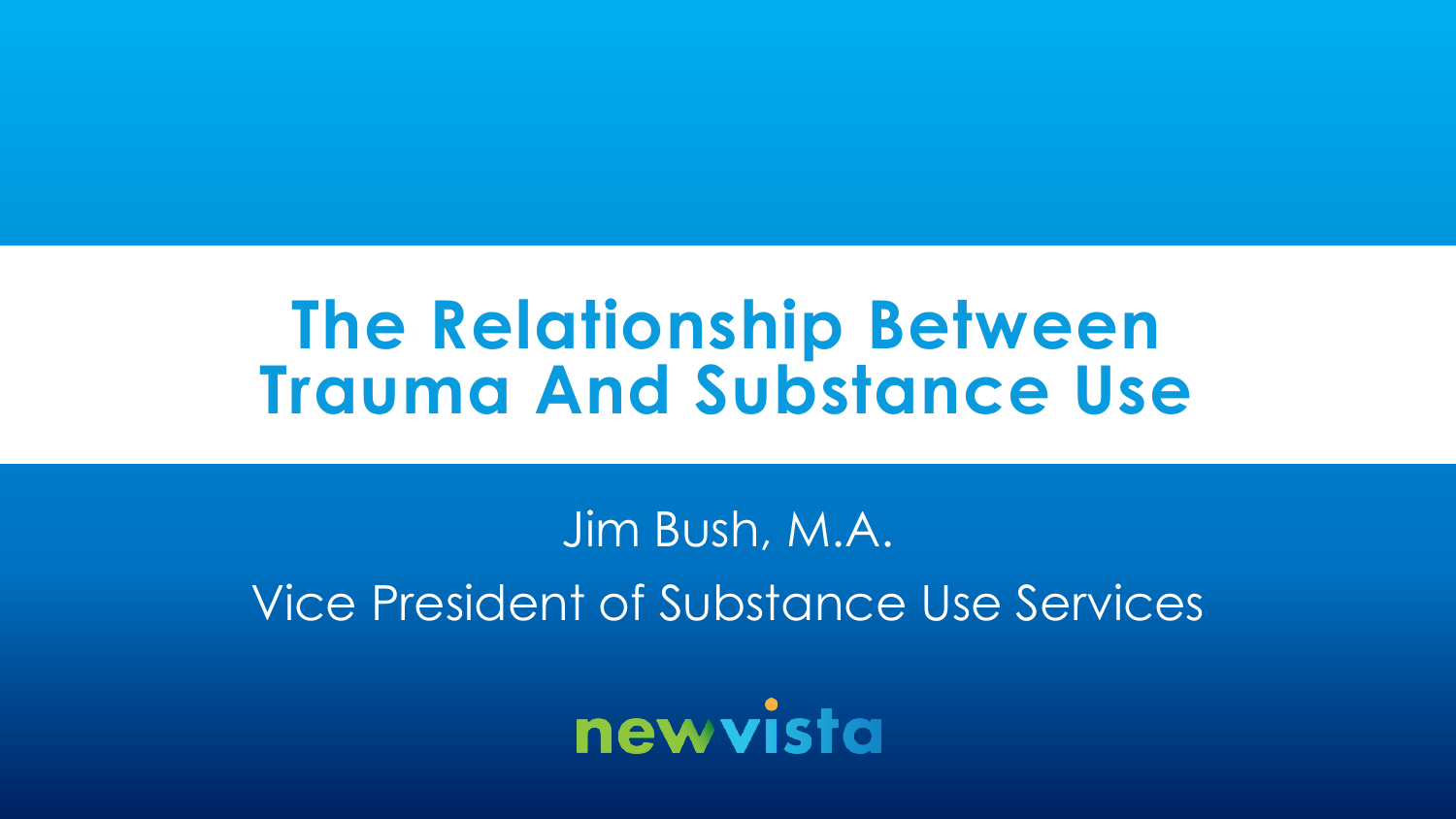# The Relationship Between Trauma And Substance Use

Jim Bush, M.A.

Vice President of Substance Use Services

newvista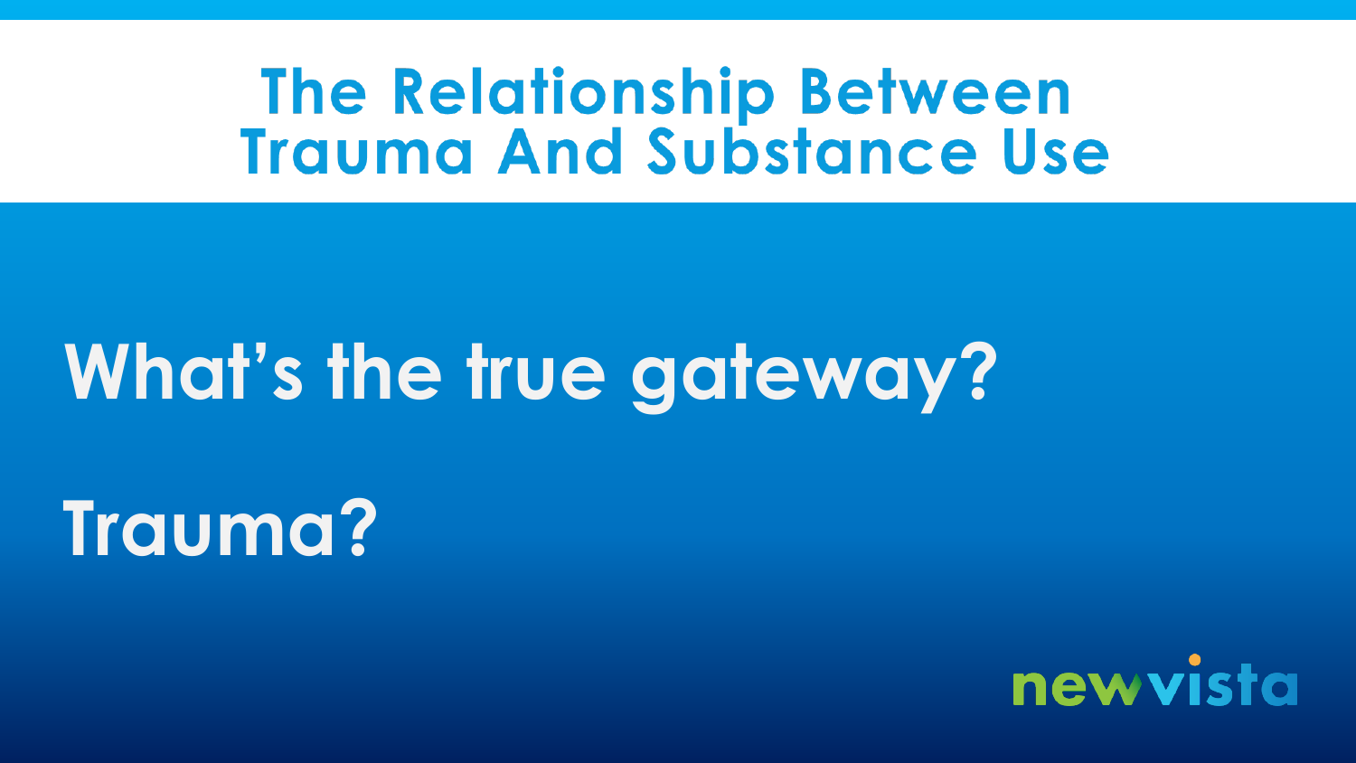# The Relationship Between Trauma And Substance Use

**What's the true gateway?**

**Trauma?**

newvista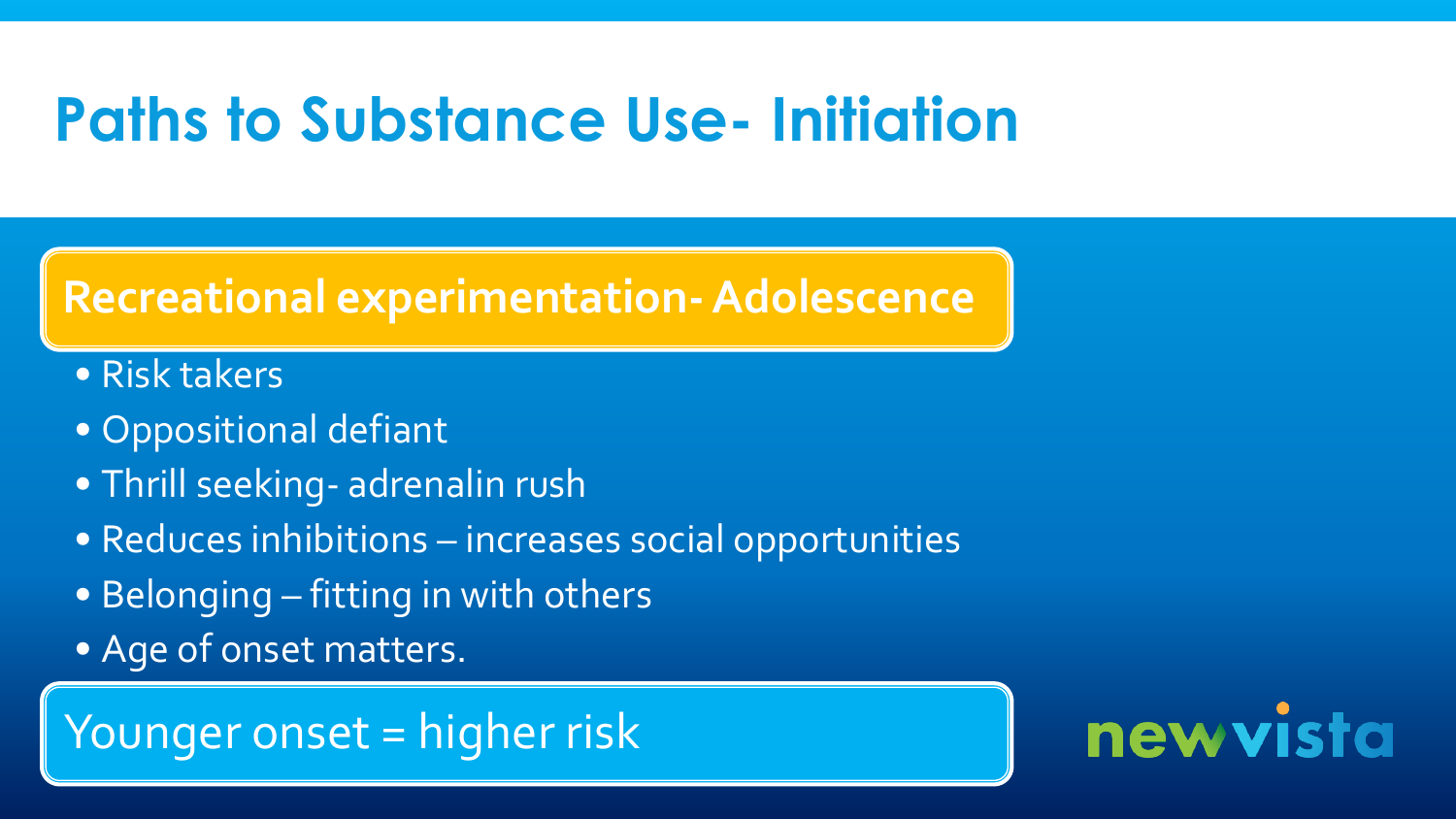# Paths to Substance Use- Initiation

## Recreational experimentation- Adolescence

- Risk takers
- Oppositional defiant
- Thrill seeking- adrenalin rush
- Reduces inhibitions – increases social opportunities
- Belonging – fitting in with others
- Age of onset matters.

Younger onset = higher risk

newvista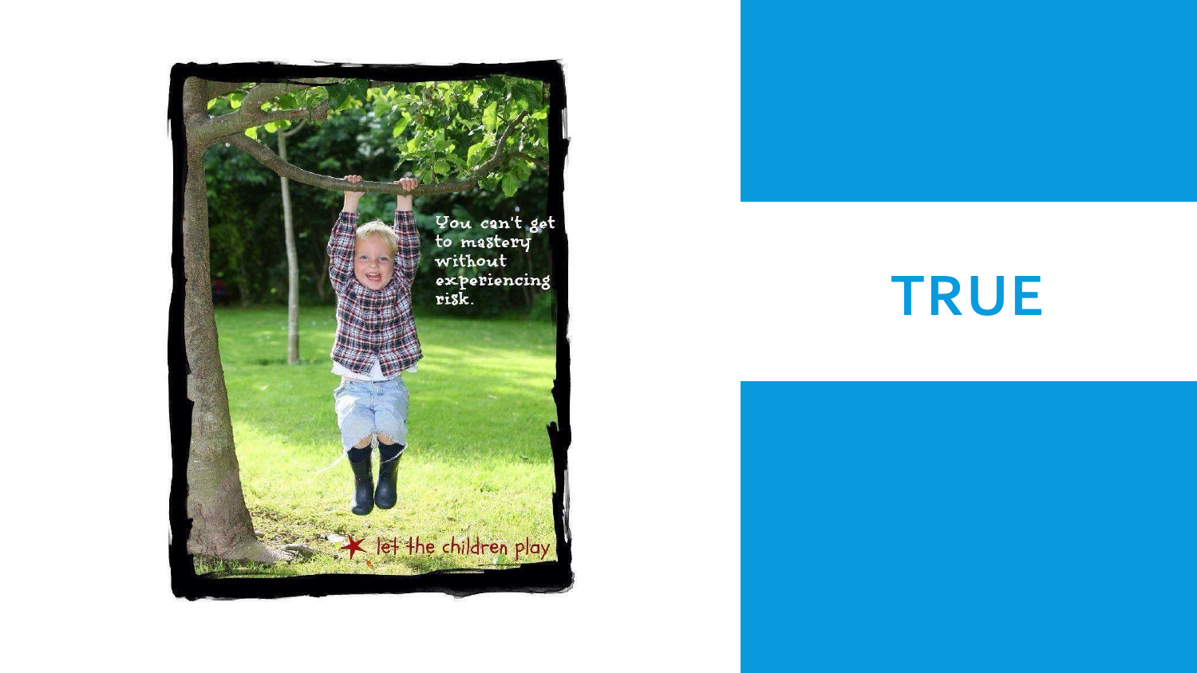You can't get to mastery without experiencing risk.

let the children play

# TRUE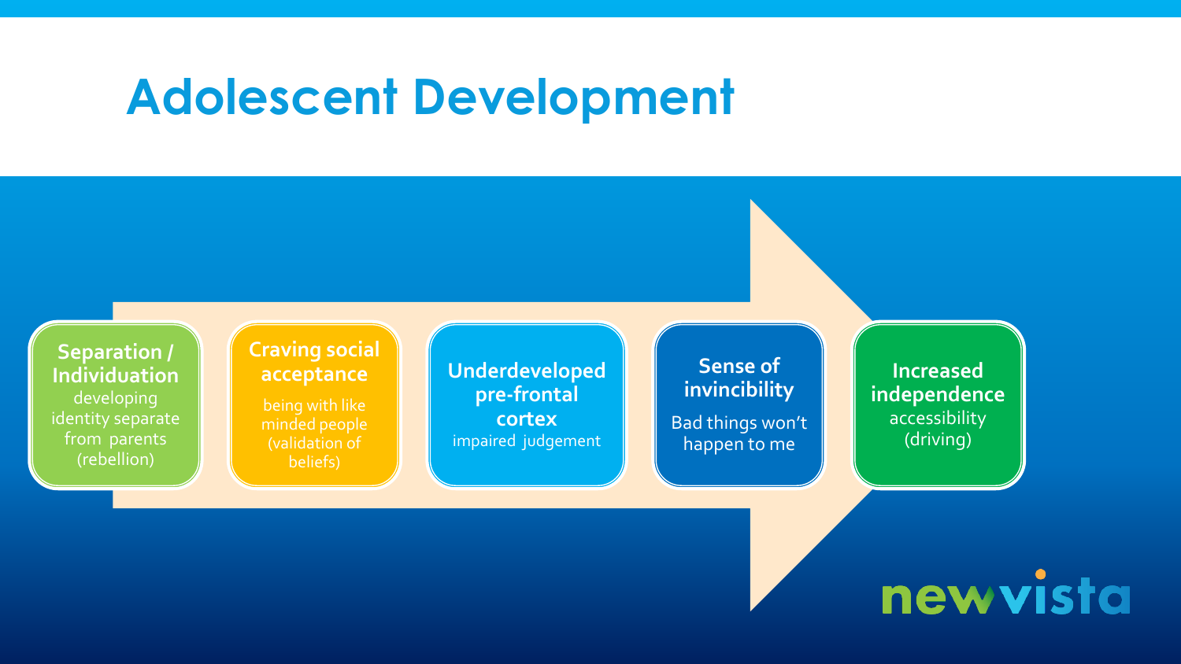# Adolescent Development

- **Separation / Individuation** developing identity separate from parents (rebellion)
- **Craving social acceptance** being with like minded people (validation of beliefs)
- **Underdeveloped pre-frontal cortex** impaired judgement
- **Sense of invincibility** Bad things won't happen to me
- **Increased independence** accessibility (driving)

newvista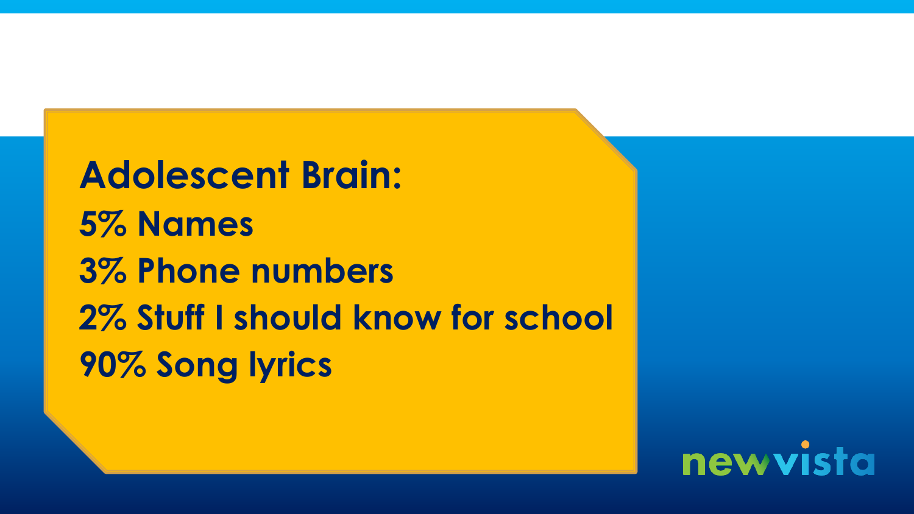## Adolescent Brain:

5% Names
3% Phone numbers
2% Stuff I should know for school
90% Song lyrics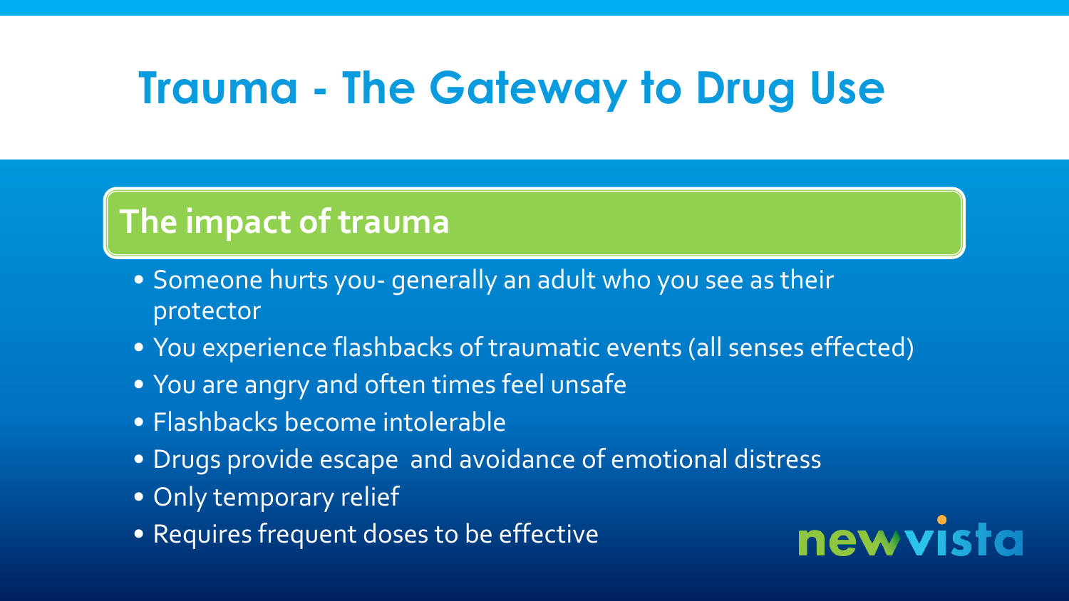# Trauma - The Gateway to Drug Use

## The impact of trauma

- Someone hurts you- generally an adult who you see as their protector
- You experience flashbacks of traumatic events (all senses effected)
- You are angry and often times feel unsafe
- Flashbacks become intolerable
- Drugs provide escape  and avoidance of emotional distress
- Only temporary relief
- Requires frequent doses to be effective

newvista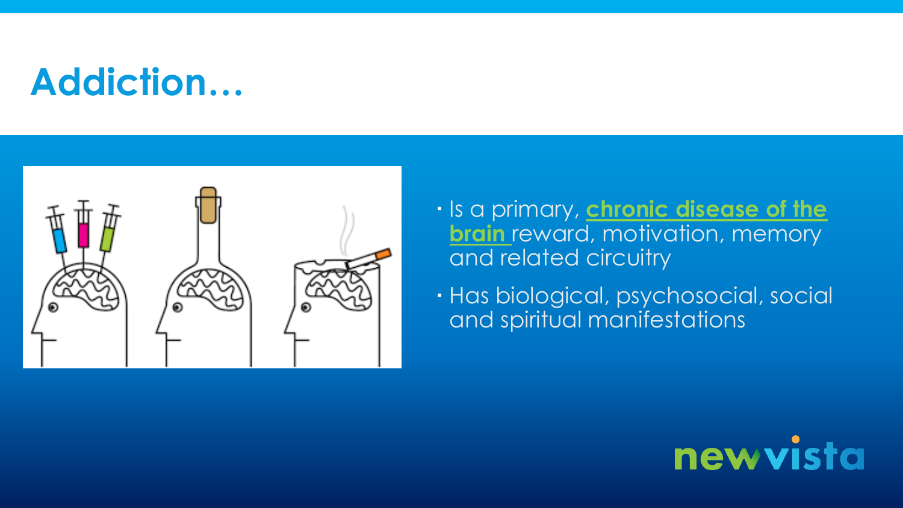# Addiction…

- Is a primary, **chronic disease of the brain** reward, motivation, memory and related circuitry
- Has biological, psychosocial, social and spiritual manifestations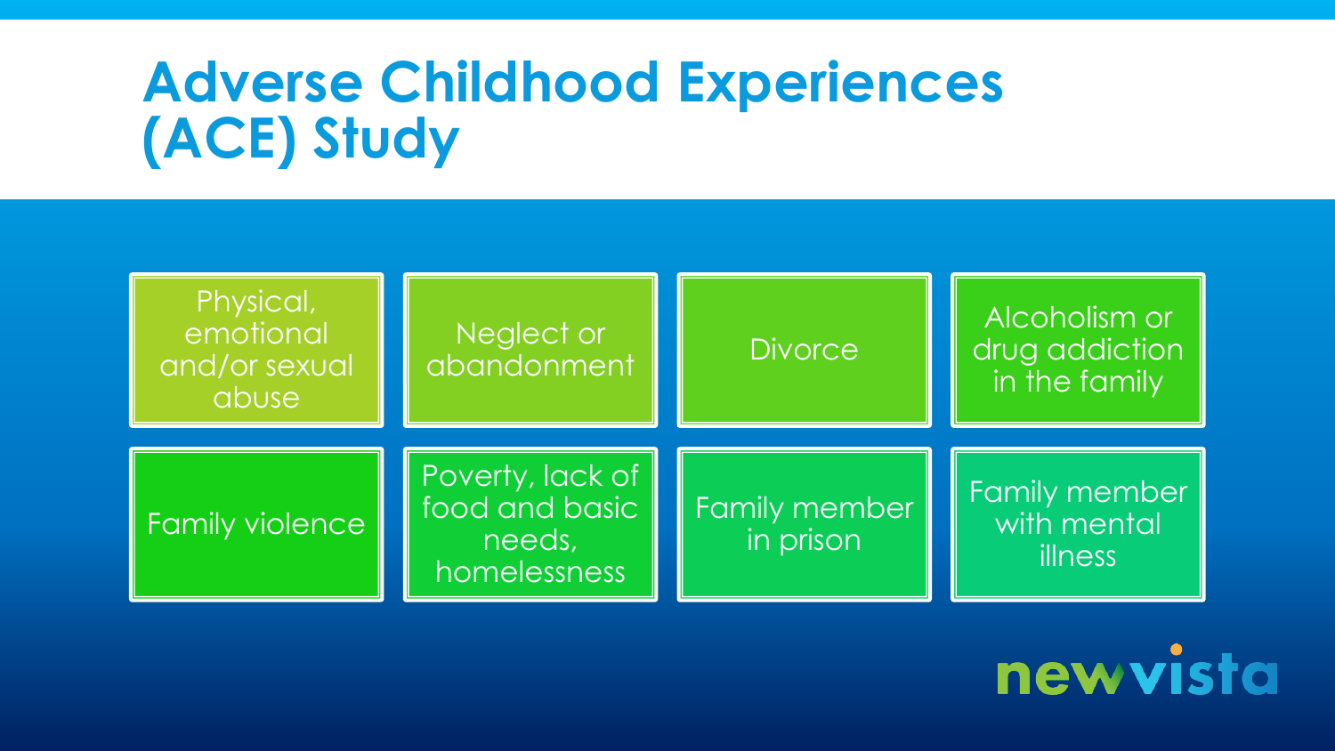# Adverse Childhood Experiences (ACE) Study

- Physical, emotional and/or sexual abuse
- Neglect or abandonment
- Divorce
- Alcoholism or drug addiction in the family
- Family violence
- Poverty, lack of food and basic needs, homelessness
- Family member in prison
- Family member with mental illness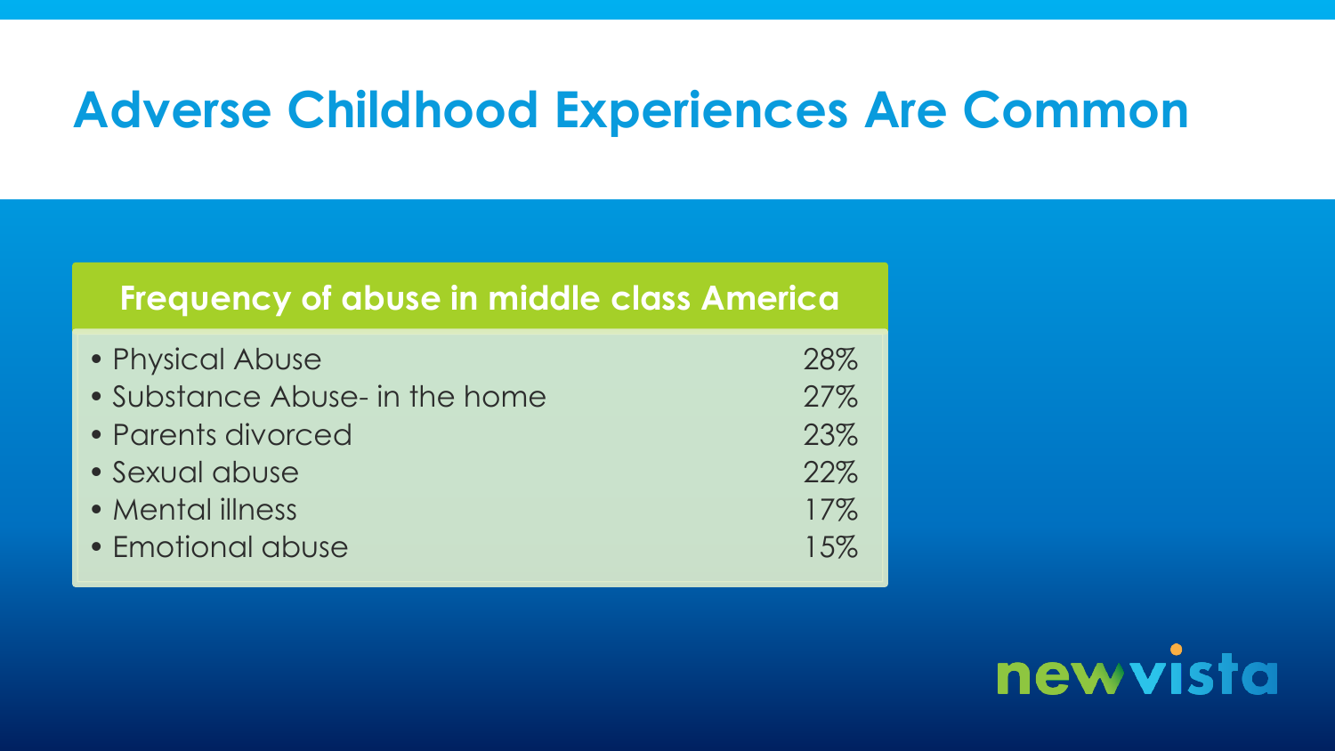# Adverse Childhood Experiences Are Common

| Frequency of abuse in middle class America | |
|---|---|
| • Physical Abuse | 28% |
| • Substance Abuse- in the home | 27% |
| • Parents divorced | 23% |
| • Sexual abuse | 22% |
| • Mental illness | 17% |
| • Emotional abuse | 15% |

newvista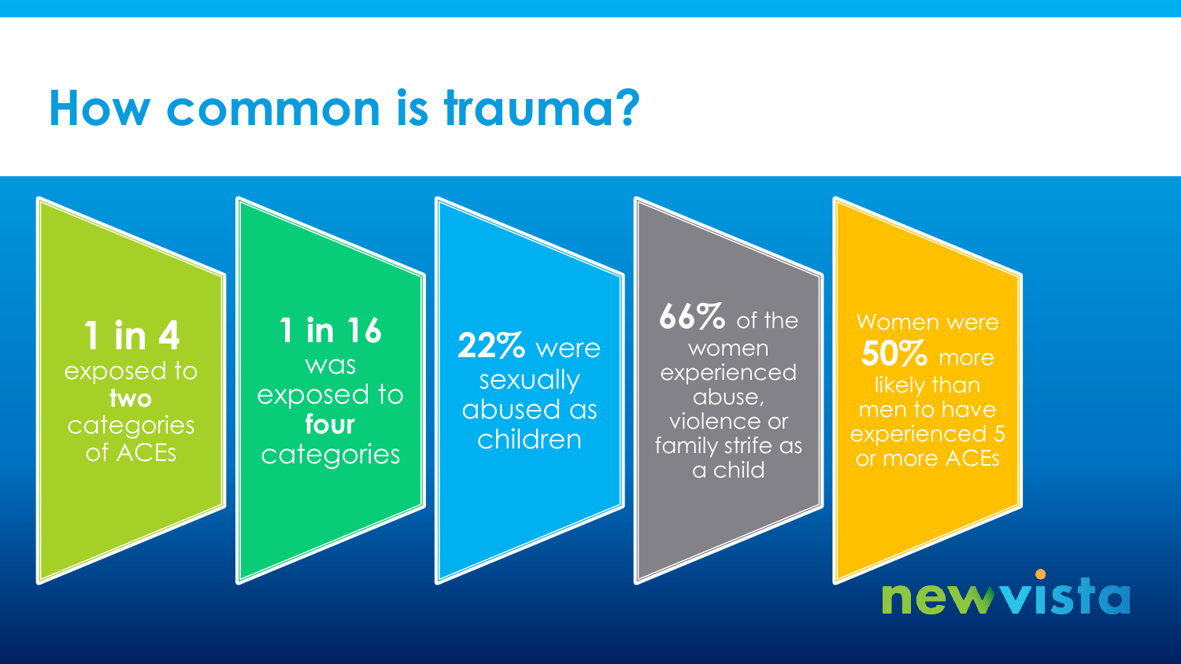# How common is trauma?

**1 in 4** exposed to **two** categories of ACEs

**1 in 16** was exposed to **four** categories

**22%** were sexually abused as children

**66%** of the women experienced abuse, violence or family strife as a child

Women were **50%** more likely than men to have experienced 5 or more ACEs

newvista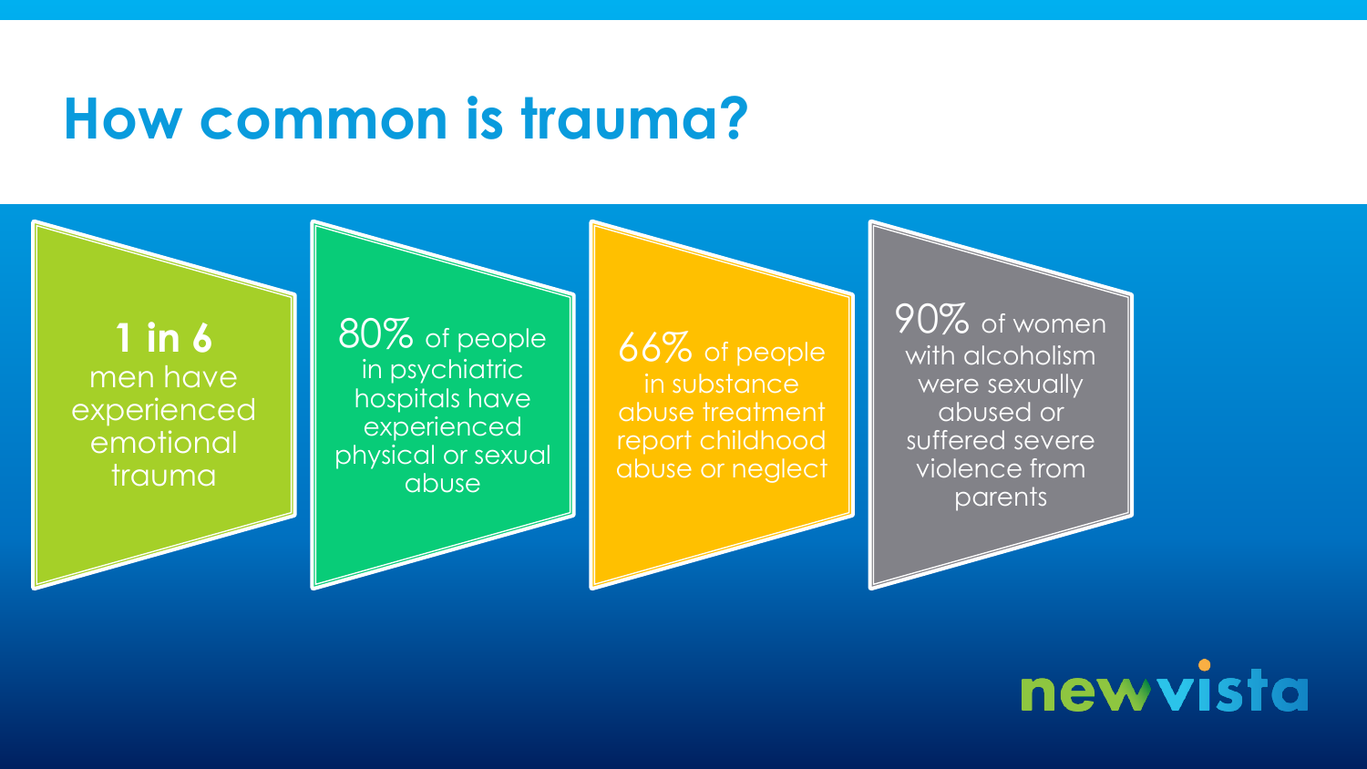# How common is trauma?

**1 in 6** men have experienced emotional trauma

80% of people in psychiatric hospitals have experienced physical or sexual abuse

66% of people in substance abuse treatment report childhood abuse or neglect

90% of women with alcoholism were sexually abused or suffered severe violence from parents

newvista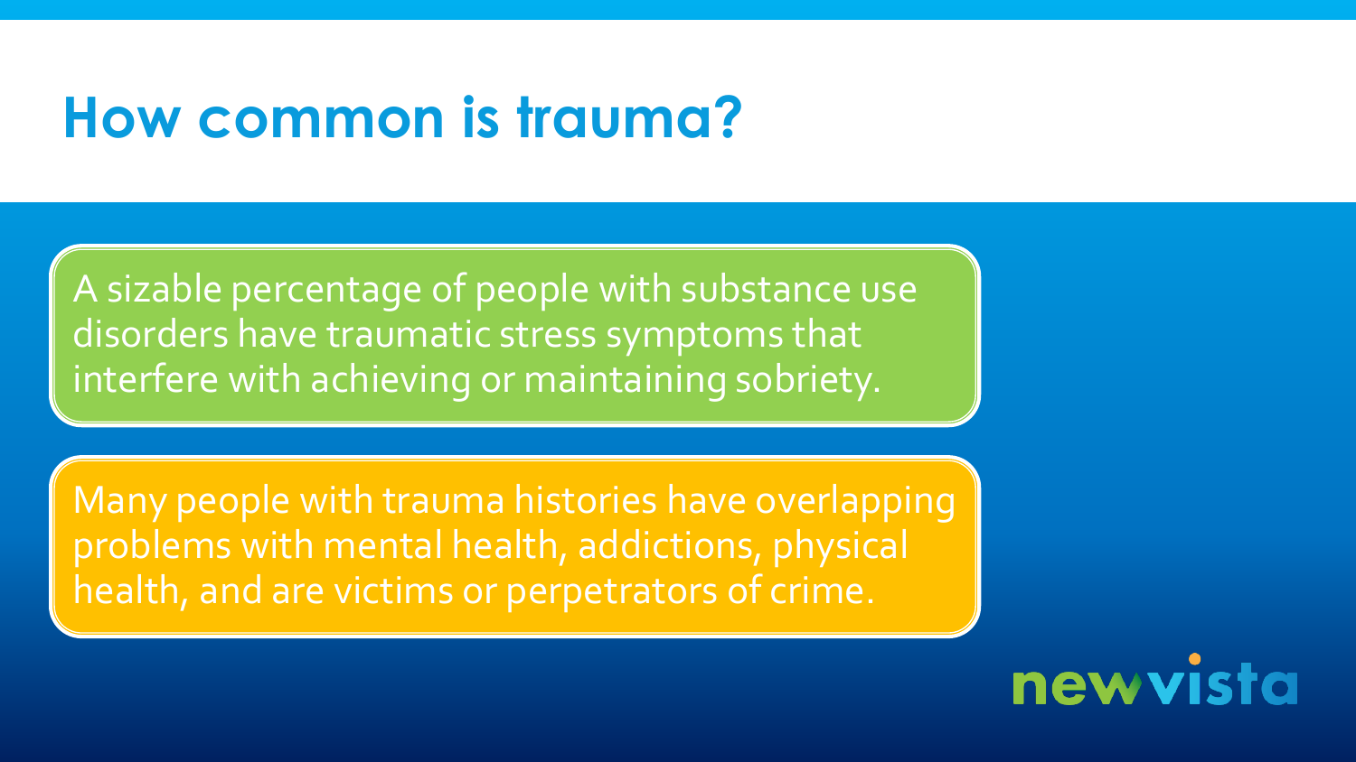# How common is trauma?

A sizable percentage of people with substance use disorders have traumatic stress symptoms that interfere with achieving or maintaining sobriety.

Many people with trauma histories have overlapping problems with mental health, addictions, physical health, and are victims or perpetrators of crime.

newvista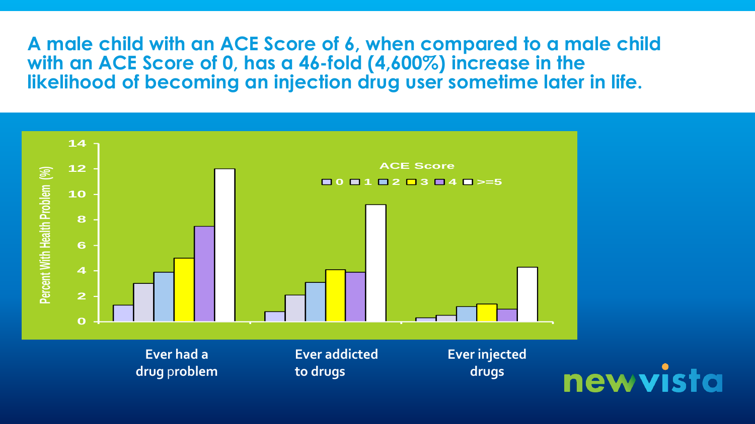# A male child with an ACE Score of 6, when compared to a male child with an ACE Score of 0, has a 46-fold (4,600%) increase in the likelihood of becoming an injection drug user sometime later in life.

ACE Score

0 1 2 3 4 >=5

Percent With Health Problem (%)

14
12
10
8
6
4
2
0

Ever had a drug problem

Ever addicted to drugs

Ever injected drugs

newvista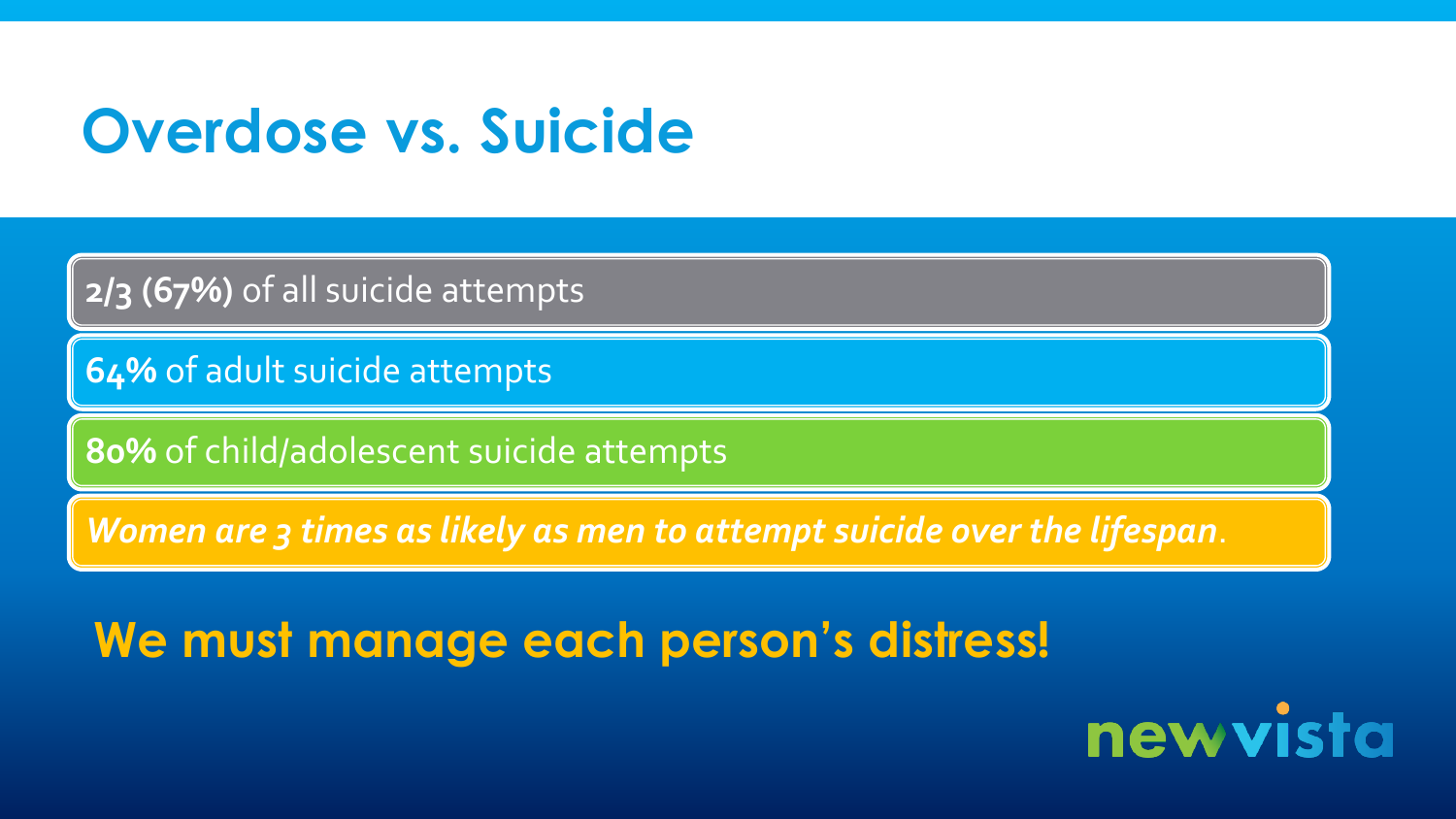# Overdose vs. Suicide

**2/3 (67%)** of all suicide attempts

**64%** of adult suicide attempts

**80%** of child/adolescent suicide attempts

***Women are 3 times as likely as men to attempt suicide over the lifespan.***

## We must manage each person's distress!

newvista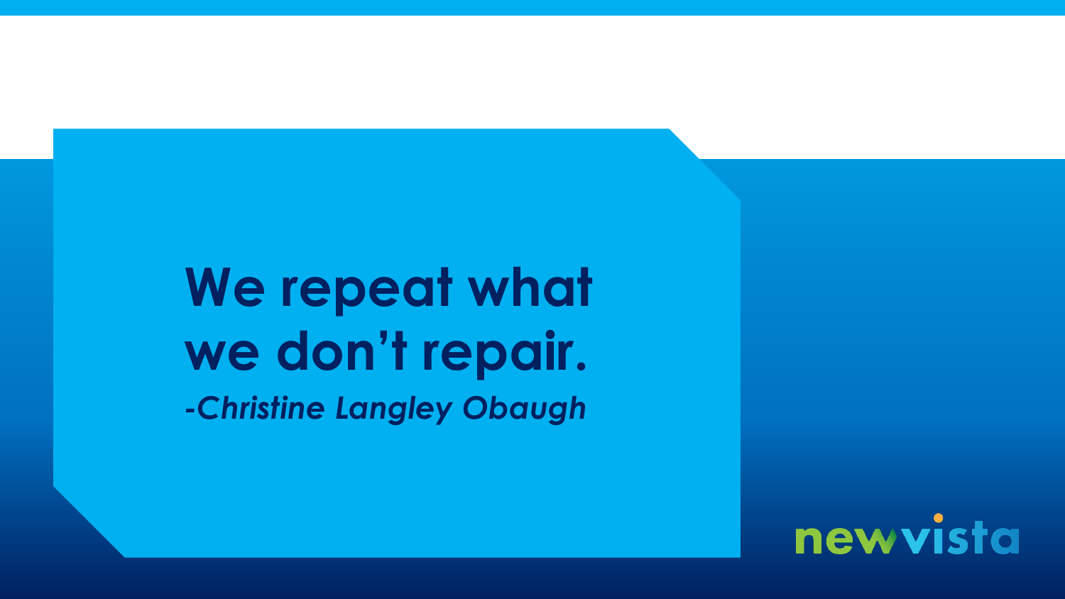**We repeat what we don’t repair.**

*-Christine Langley Obaugh*

newvista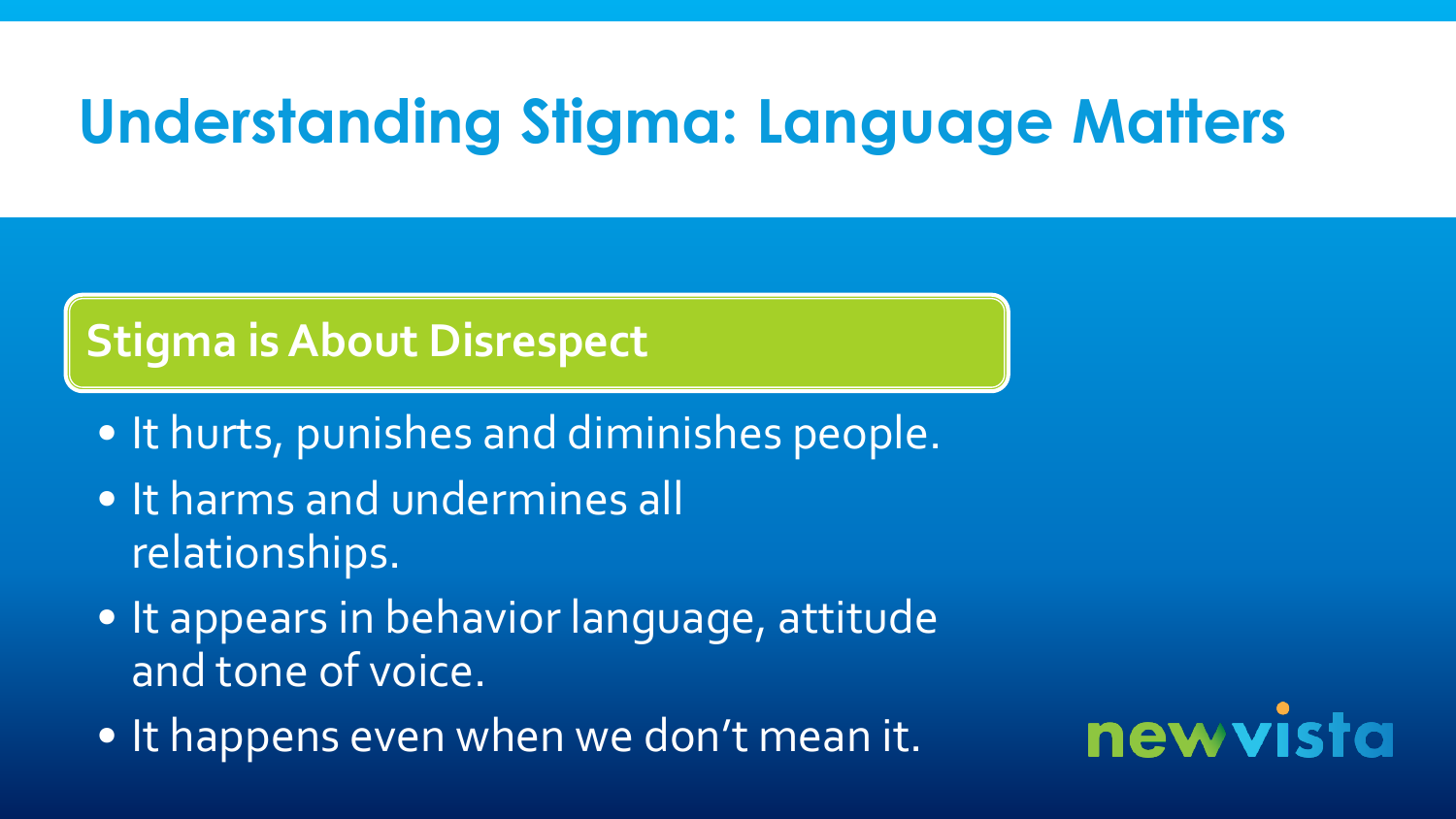# Understanding Stigma: Language Matters

## Stigma is About Disrespect

- It hurts, punishes and diminishes people.
- It harms and undermines all relationships.
- It appears in behavior language, attitude and tone of voice.
- It happens even when we don't mean it.

newvista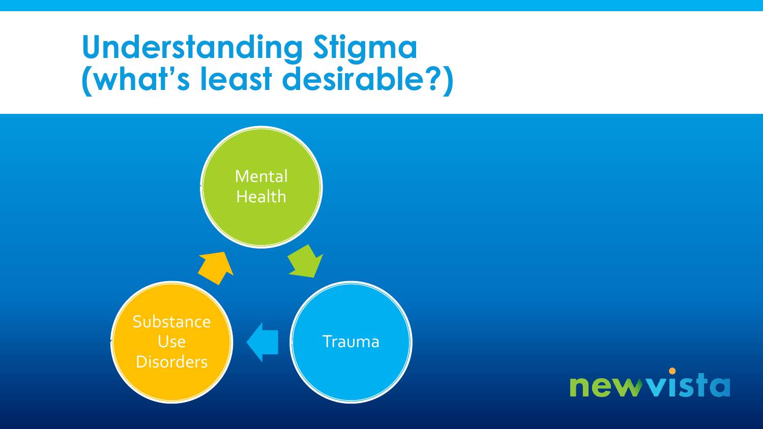# Understanding Stigma (what's least desirable?)

- Mental Health
- Trauma
- Substance Use Disorders

newvista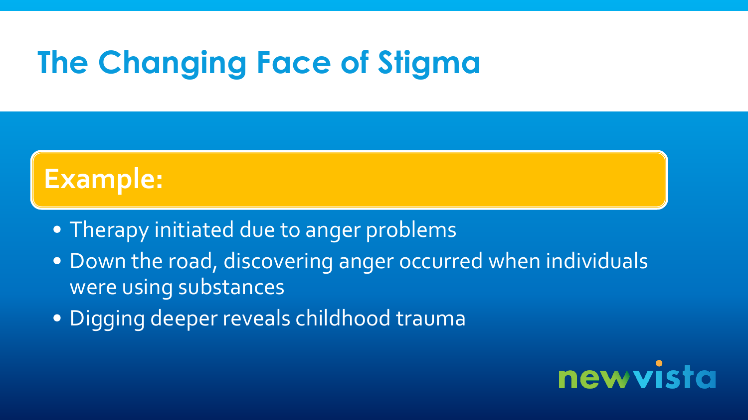# The Changing Face of Stigma

## Example:

- Therapy initiated due to anger problems
- Down the road, discovering anger occurred when individuals were using substances
- Digging deeper reveals childhood trauma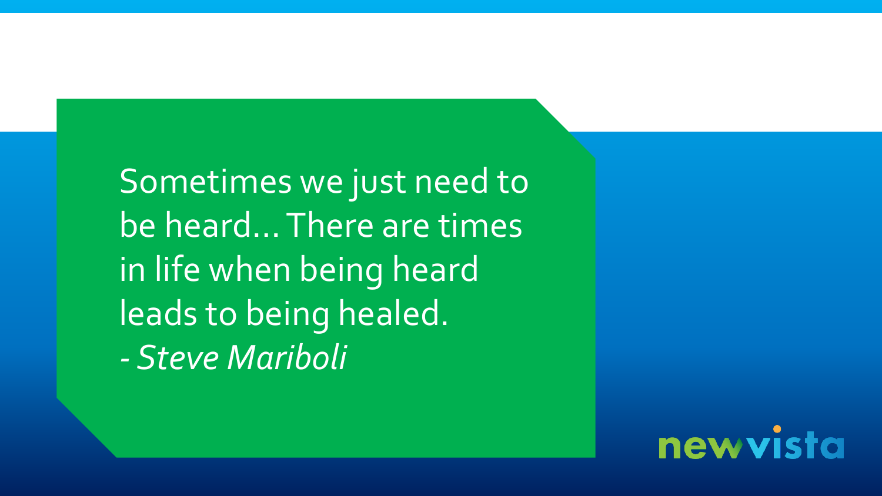Sometimes we just need to be heard… There are times in life when being heard leads to being healed.

*- Steve Mariboli*

newvista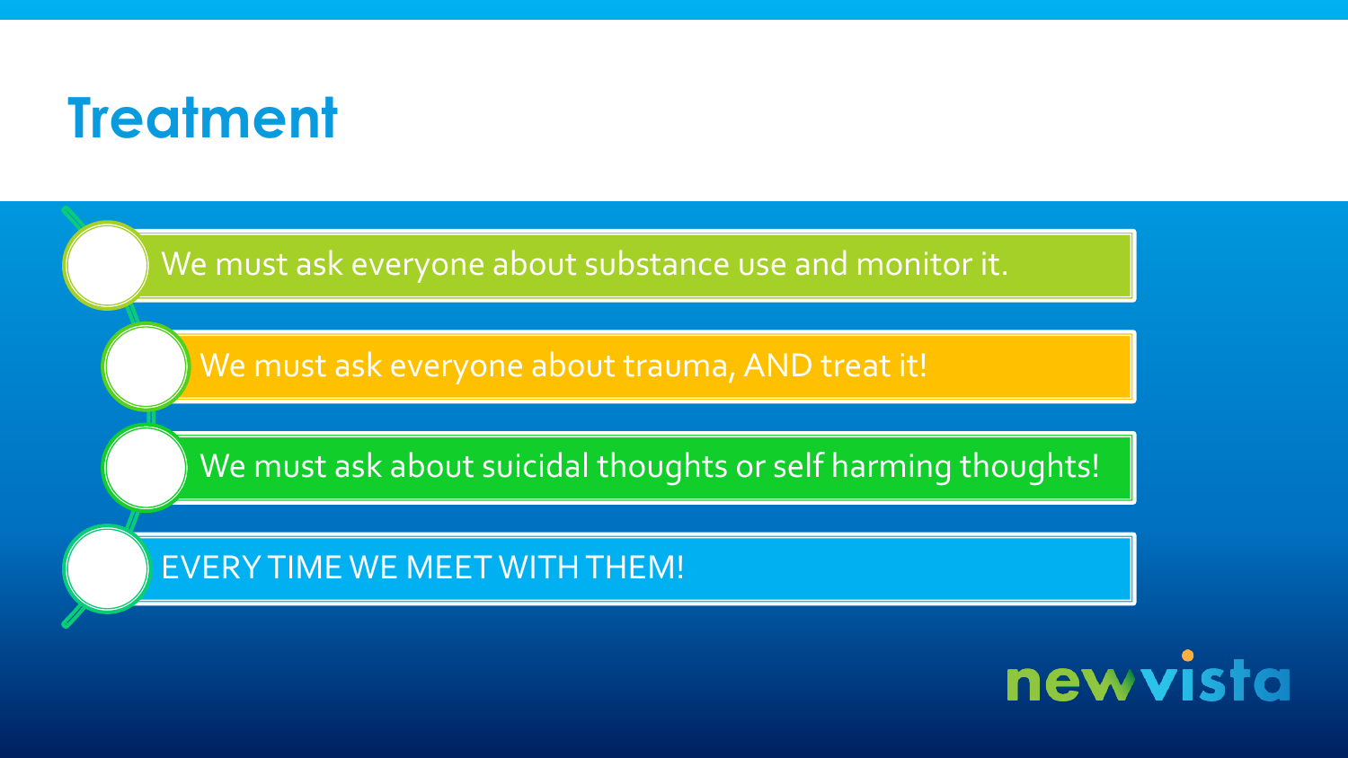# Treatment

- We must ask everyone about substance use and monitor it.
- We must ask everyone about trauma, AND treat it!
- We must ask about suicidal thoughts or self harming thoughts!
- EVERY TIME WE MEET WITH THEM!

newvista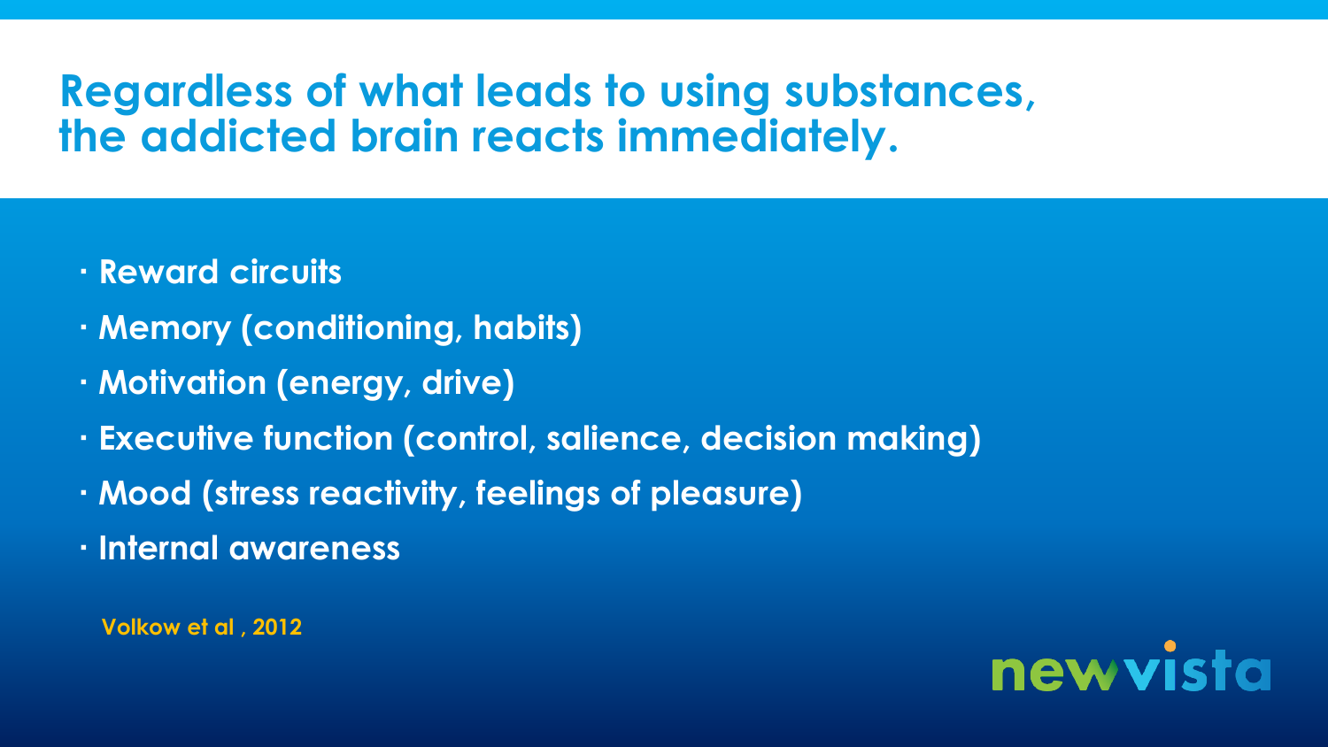# Regardless of what leads to using substances, the addicted brain reacts immediately.

- Reward circuits
- Memory (conditioning, habits)
- Motivation (energy, drive)
- Executive function (control, salience, decision making)
- Mood (stress reactivity, feelings of pleasure)
- Internal awareness

Volkow et al , 2012

newvista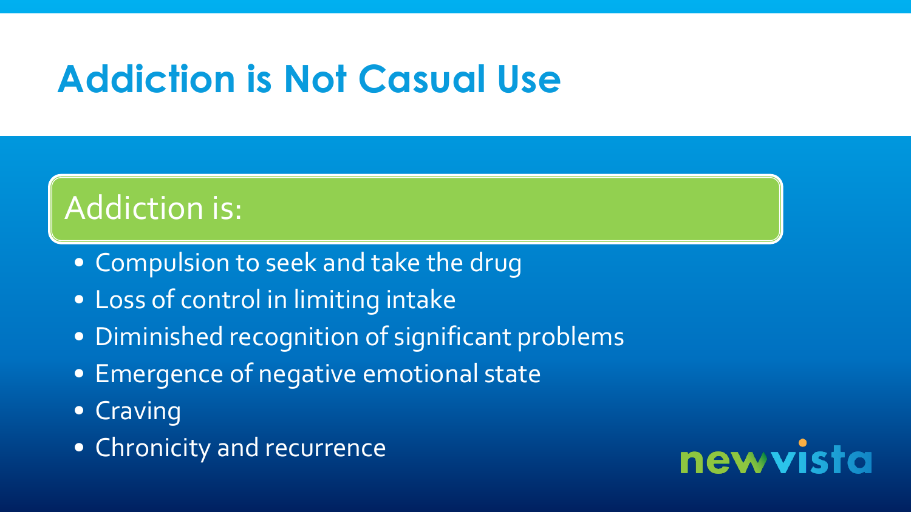# Addiction is Not Casual Use

## Addiction is:

- Compulsion to seek and take the drug
- Loss of control in limiting intake
- Diminished recognition of significant problems
- Emergence of negative emotional state
- Craving
- Chronicity and recurrence

newvista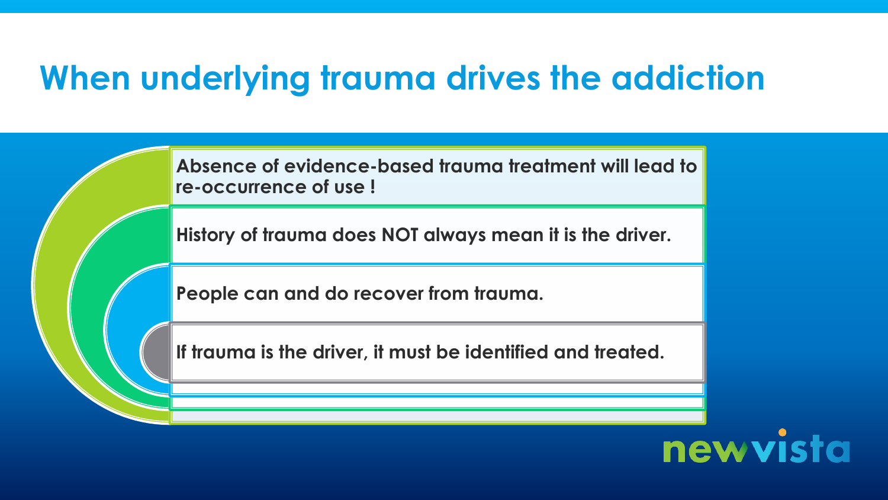# When underlying trauma drives the addiction

- **Absence of evidence-based trauma treatment will lead to re-occurrence of use !**
- **History of trauma does NOT always mean it is the driver.**
- **People can and do recover from trauma.**
- **If trauma is the driver, it must be identified and treated.**

newvista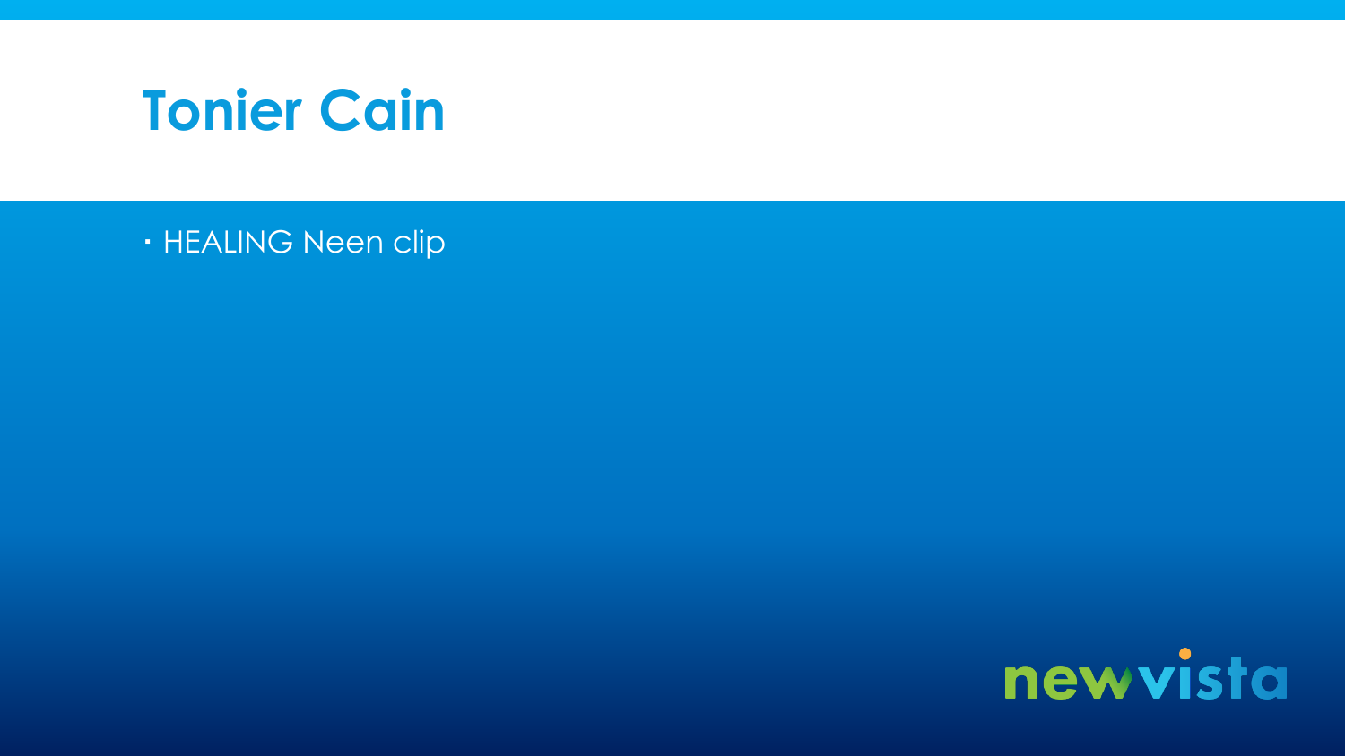# Tonier Cain

- HEALING Neen clip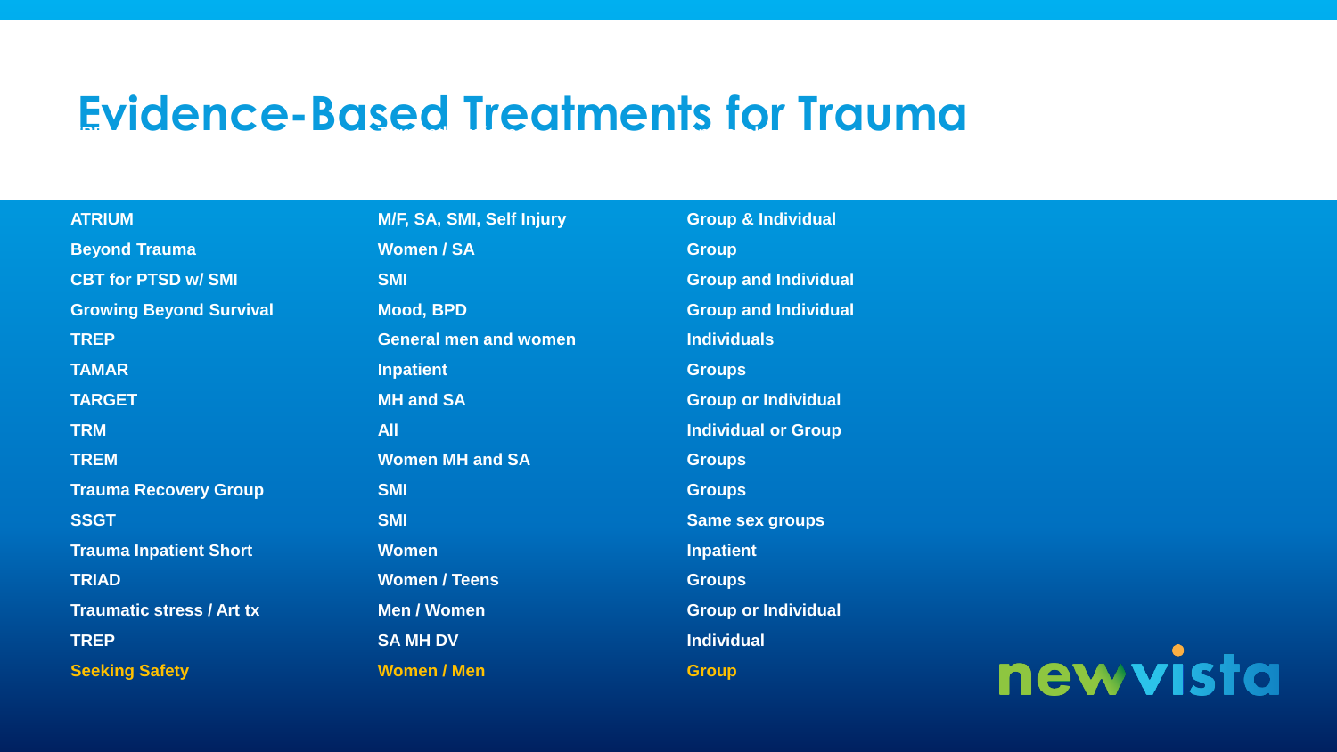# Evidence-Based Treatments for Trauma

| | | |
|---|---|---|
| ATRIUM | M/F, SA, SMI, Self Injury | Group & Individual |
| Beyond Trauma | Women / SA | Group |
| CBT for PTSD w/ SMI | SMI | Group and Individual |
| Growing Beyond Survival | Mood, BPD | Group and Individual |
| TREP | General men and women | Individuals |
| TAMAR | Inpatient | Groups |
| TARGET | MH and SA | Group or Individual |
| TRM | All | Individual or Group |
| TREM | Women MH and SA | Groups |
| Trauma Recovery Group | SMI | Groups |
| SSGT | SMI | Same sex groups |
| Trauma Inpatient Short | Women | Inpatient |
| TRIAD | Women / Teens | Groups |
| Traumatic stress / Art tx | Men / Women | Group or Individual |
| TREP | SA MH DV | Individual |
| Seeking Safety | Women / Men | Group |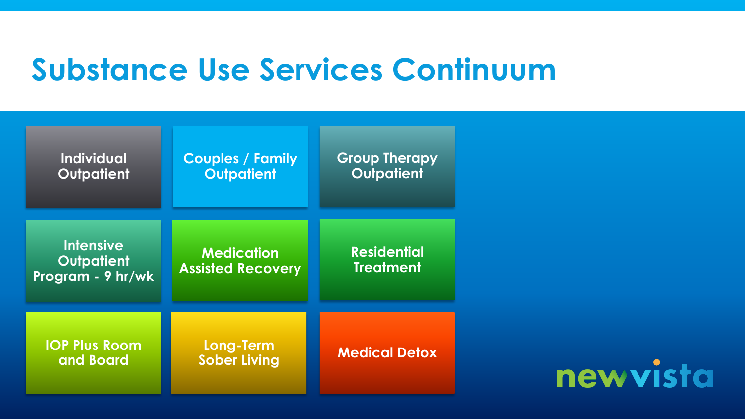# Substance Use Services Continuum

- Individual Outpatient
- Couples / Family Outpatient
- Group Therapy Outpatient
- Intensive Outpatient Program - 9 hr/wk
- Medication Assisted Recovery
- Residential Treatment
- IOP Plus Room and Board
- Long-Term Sober Living
- Medical Detox

newvista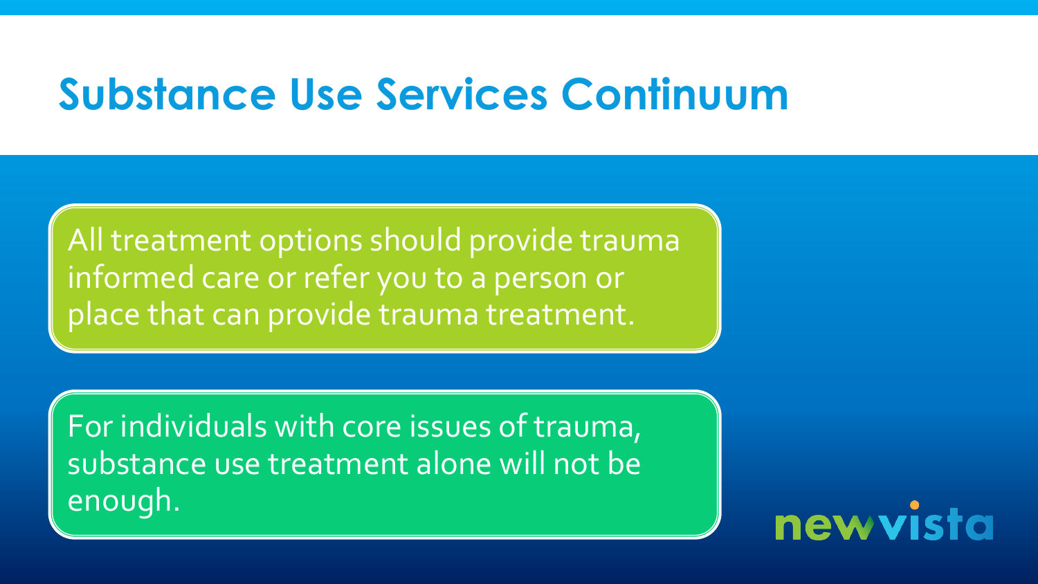# Substance Use Services Continuum

All treatment options should provide trauma informed care or refer you to a person or place that can provide trauma treatment.

For individuals with core issues of trauma, substance use treatment alone will not be enough.

newvista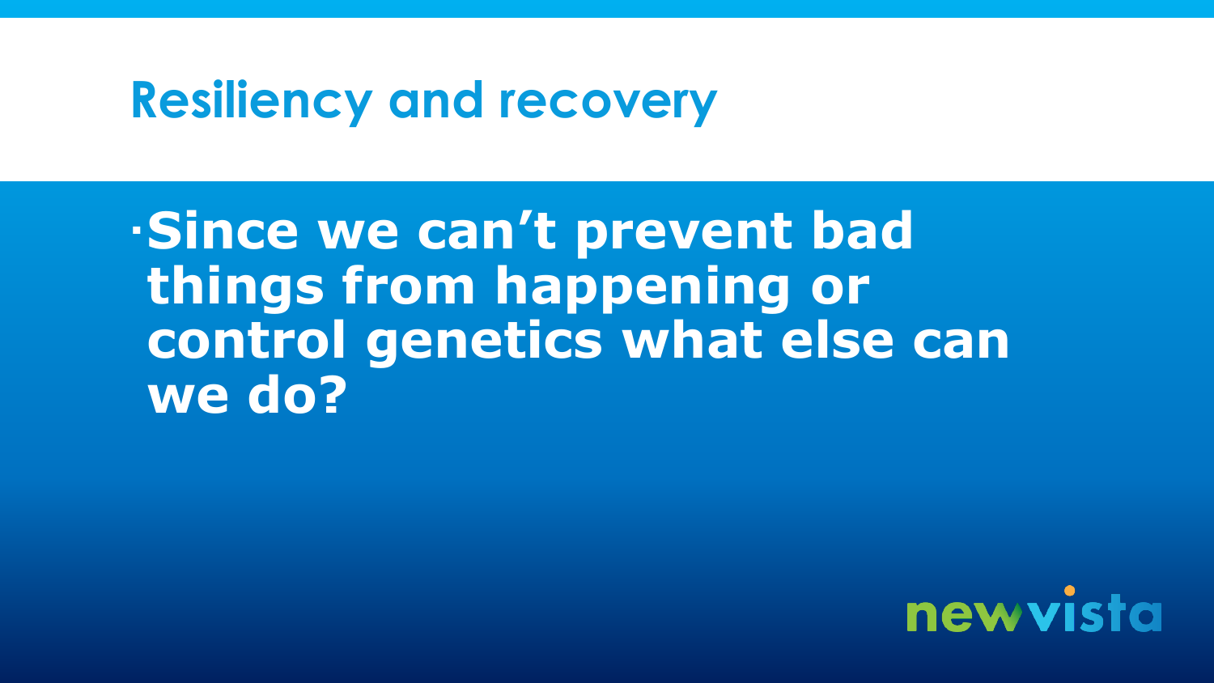# Resiliency and recovery

- **Since we can't prevent bad things from happening or control genetics what else can we do?**

newvista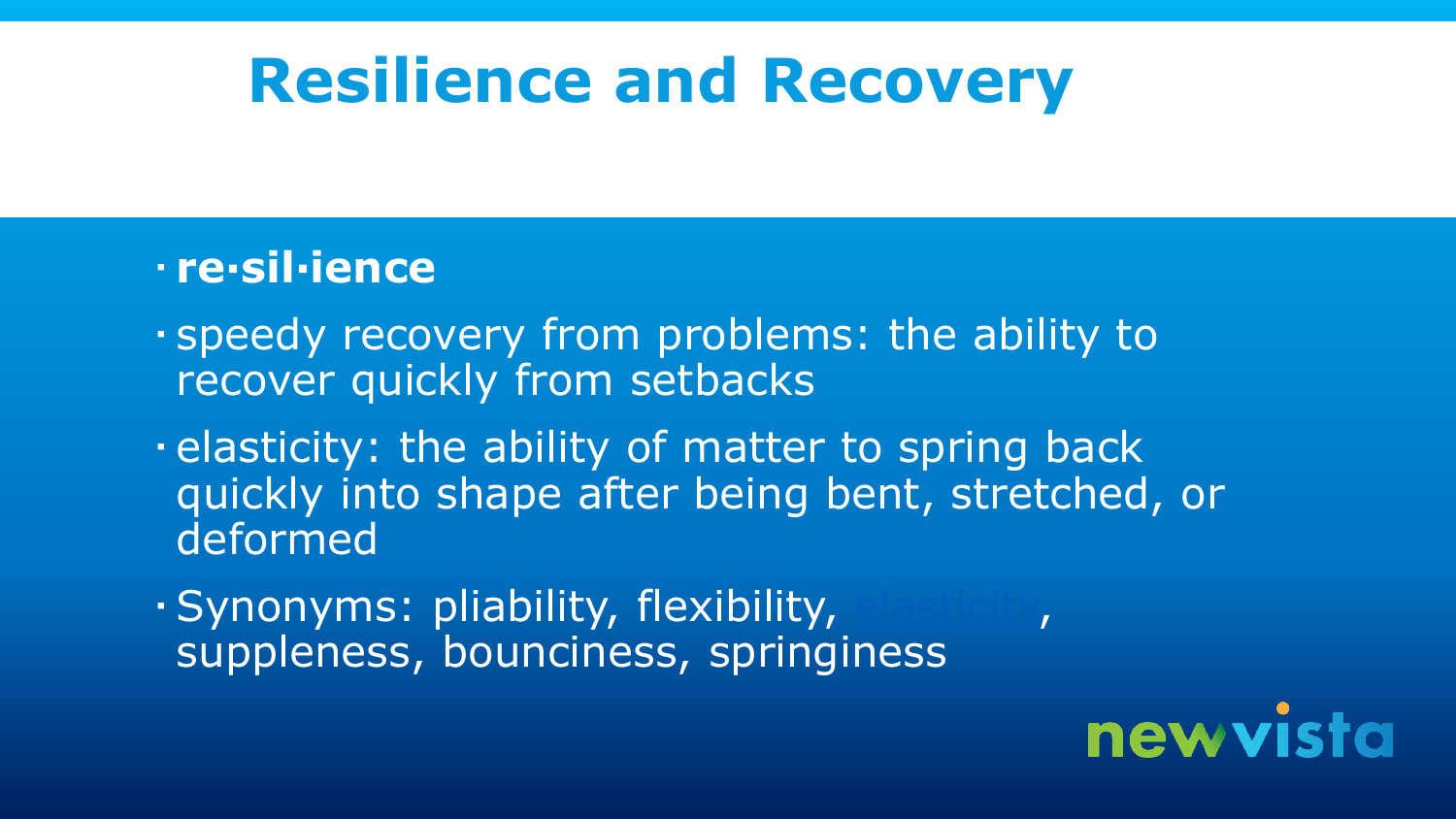# Resilience and Recovery

- **re·sil·ience**
- speedy recovery from problems: the ability to recover quickly from setbacks
- elasticity: the ability of matter to spring back quickly into shape after being bent, stretched, or deformed
- Synonyms: pliability, flexibility, elasticity, suppleness, bounciness, springiness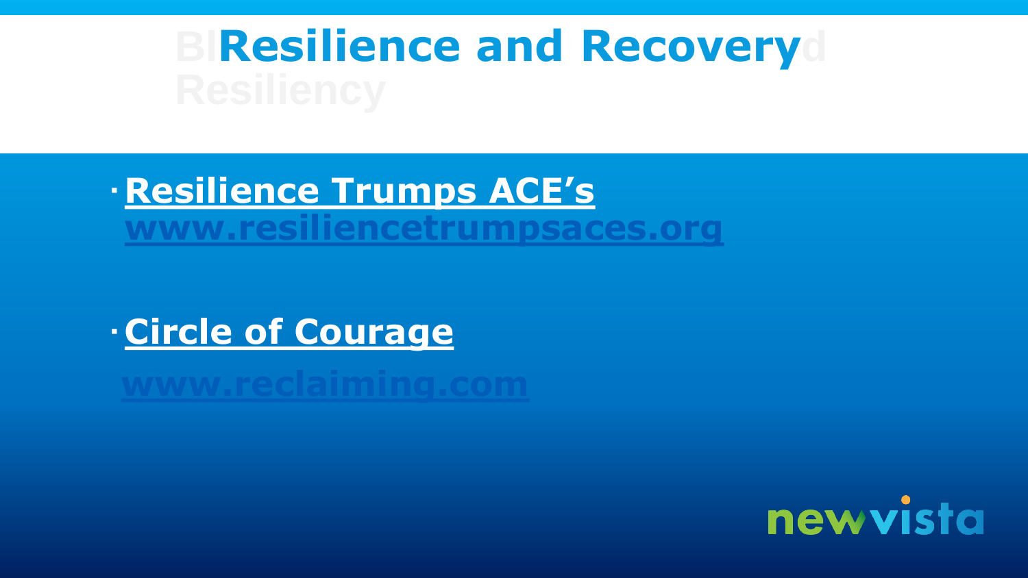# Resilience and Recovery

- **Resilience Trumps ACE's**
  **www.resiliencetrumpsaces.org**

- **Circle of Courage**
  **www.reclaiming.com**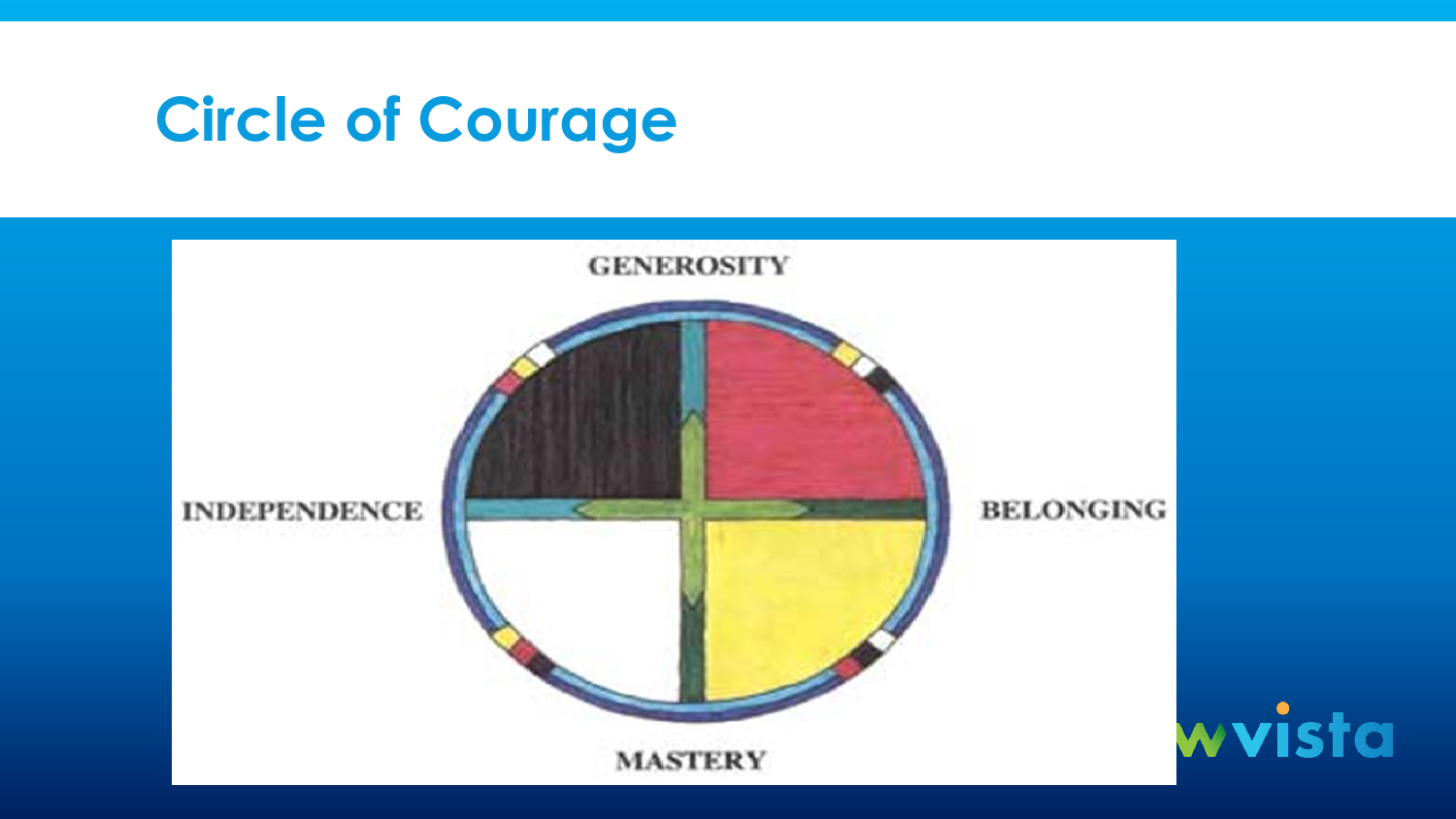# Circle of Courage

GENEROSITY

INDEPENDENCE

BELONGING

MASTERY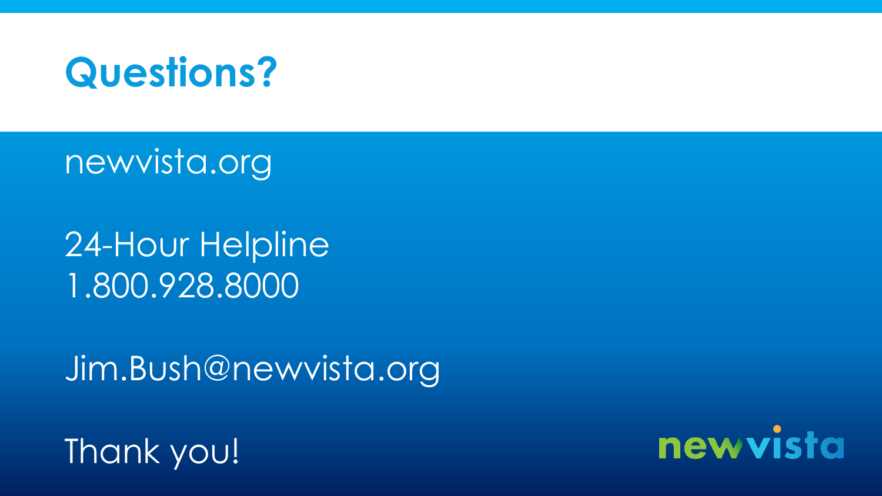# Questions?

newvista.org

24-Hour Helpline
1.800.928.8000

Jim.Bush@newvista.org

Thank you!

newvista